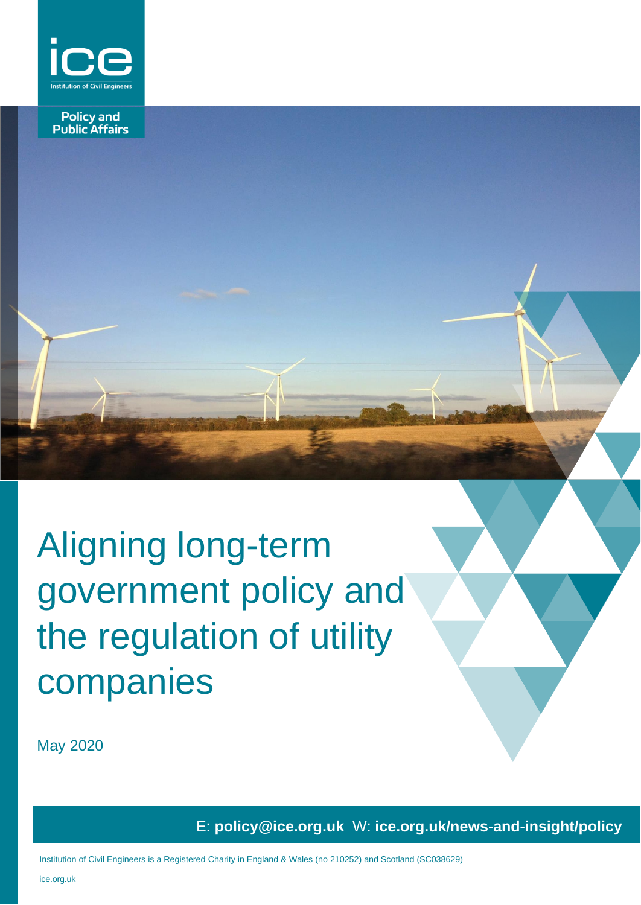ice

Institution of Civil Engineers

Policy and Public Affairs

# Aligning long-term government policy and the regulation of utility companies

May 2020

E: **policy@ice.org.uk** W: **ice.org.uk/news-and-insight/policy**

Institution of Civil Engineers is a Registered Charity in England & Wales (no 210252) and Scotland (SC038629)

ice.org.uk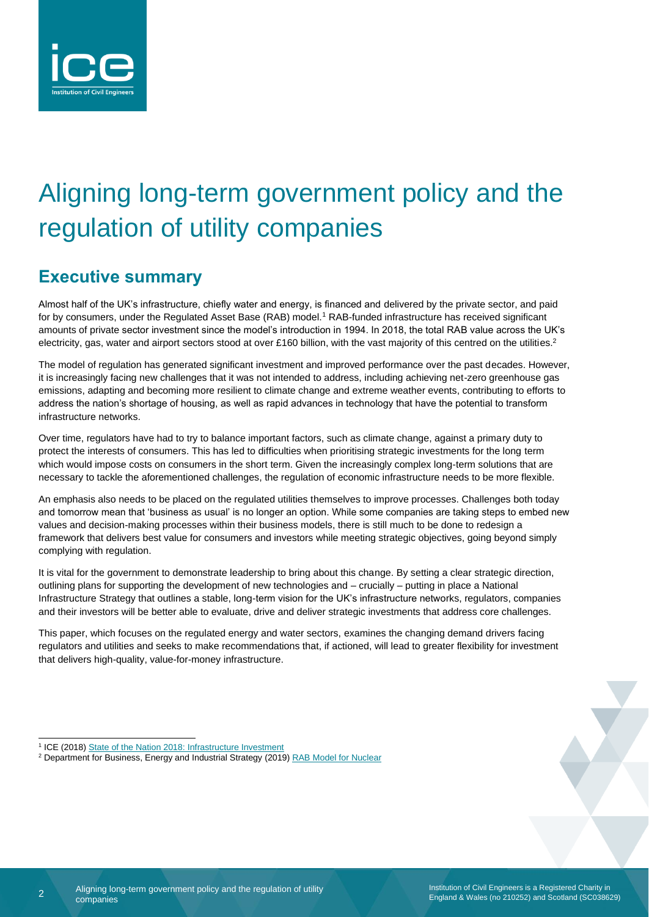# Aligning long-term government policy and the regulation of utility companies

## Executive summary

Almost half of the UK's infrastructure, chiefly water and energy, is financed and delivered by the private sector, and paid for by consumers, under the Regulated Asset Base (RAB) model.[1] RAB-funded infrastructure has received significant amounts of private sector investment since the model's introduction in 1994. In 2018, the total RAB value across the UK's electricity, gas, water and airport sectors stood at over £160 billion, with the vast majority of this centred on the utilities.[2]

The model of regulation has generated significant investment and improved performance over the past decades. However, it is increasingly facing new challenges that it was not intended to address, including achieving net-zero greenhouse gas emissions, adapting and becoming more resilient to climate change and extreme weather events, contributing to efforts to address the nation's shortage of housing, as well as rapid advances in technology that have the potential to transform infrastructure networks.

Over time, regulators have had to try to balance important factors, such as climate change, against a primary duty to protect the interests of consumers. This has led to difficulties when prioritising strategic investments for the long term which would impose costs on consumers in the short term. Given the increasingly complex long-term solutions that are necessary to tackle the aforementioned challenges, the regulation of economic infrastructure needs to be more flexible.

An emphasis also needs to be placed on the regulated utilities themselves to improve processes. Challenges both today and tomorrow mean that 'business as usual' is no longer an option. While some companies are taking steps to embed new values and decision-making processes within their business models, there is still much to be done to redesign a framework that delivers best value for consumers and investors while meeting strategic objectives, going beyond simply complying with regulation.

It is vital for the government to demonstrate leadership to bring about this change. By setting a clear strategic direction, outlining plans for supporting the development of new technologies and – crucially – putting in place a National Infrastructure Strategy that outlines a stable, long-term vision for the UK's infrastructure networks, regulators, companies and their investors will be better able to evaluate, drive and deliver strategic investments that address core challenges.

This paper, which focuses on the regulated energy and water sectors, examines the changing demand drivers facing regulators and utilities and seeks to make recommendations that, if actioned, will lead to greater flexibility for investment that delivers high-quality, value-for-money infrastructure.

---

[1] ICE (2018) State of the Nation 2018: Infrastructure Investment

[2] Department for Business, Energy and Industrial Strategy (2019) RAB Model for Nuclear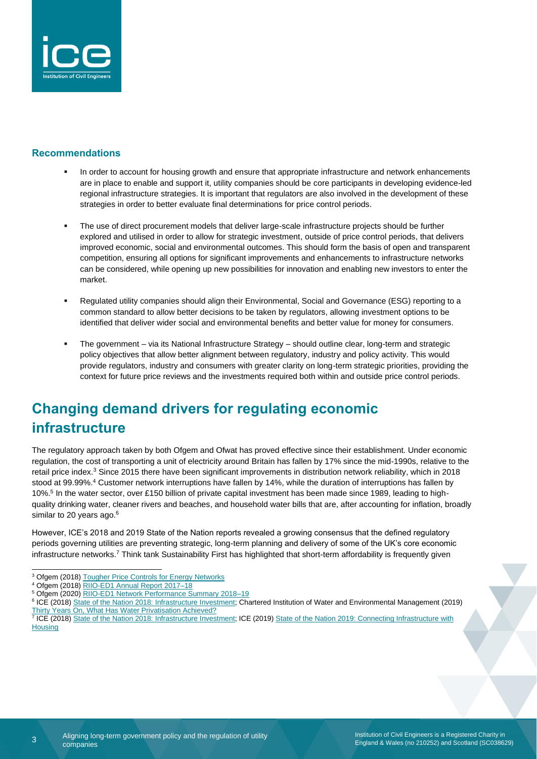### Recommendations

- In order to account for housing growth and ensure that appropriate infrastructure and network enhancements are in place to enable and support it, utility companies should be core participants in developing evidence-led regional infrastructure strategies. It is important that regulators are also involved in the development of these strategies in order to better evaluate final determinations for price control periods.
- The use of direct procurement models that deliver large-scale infrastructure projects should be further explored and utilised in order to allow for strategic investment, outside of price control periods, that delivers improved economic, social and environmental outcomes. This should form the basis of open and transparent competition, ensuring all options for significant improvements and enhancements to infrastructure networks can be considered, while opening up new possibilities for innovation and enabling new investors to enter the market.
- Regulated utility companies should align their Environmental, Social and Governance (ESG) reporting to a common standard to allow better decisions to be taken by regulators, allowing investment options to be identified that deliver wider social and environmental benefits and better value for money for consumers.
- The government – via its National Infrastructure Strategy – should outline clear, long-term and strategic policy objectives that allow better alignment between regulatory, industry and policy activity. This would provide regulators, industry and consumers with greater clarity on long-term strategic priorities, providing the context for future price reviews and the investments required both within and outside price control periods.

## Changing demand drivers for regulating economic infrastructure

The regulatory approach taken by both Ofgem and Ofwat has proved effective since their establishment. Under economic regulation, the cost of transporting a unit of electricity around Britain has fallen by 17% since the mid-1990s, relative to the retail price index.[3] Since 2015 there have been significant improvements in distribution network reliability, which in 2018 stood at 99.99%.[4] Customer network interruptions have fallen by 14%, while the duration of interruptions has fallen by 10%.[5] In the water sector, over £150 billion of private capital investment has been made since 1989, leading to high-quality drinking water, cleaner rivers and beaches, and household water bills that are, after accounting for inflation, broadly similar to 20 years ago.[6]

However, ICE's 2018 and 2019 State of the Nation reports revealed a growing consensus that the defined regulatory periods governing utilities are preventing strategic, long-term planning and delivery of some of the UK's core economic infrastructure networks.[7] Think tank Sustainability First has highlighted that short-term affordability is frequently given

---

[3] Ofgem (2018) Tougher Price Controls for Energy Networks

[4] Ofgem (2018) RIIO-ED1 Annual Report 2017–18

[5] Ofgem (2020) RIIO-ED1 Network Performance Summary 2018–19

[6] ICE (2018) State of the Nation 2018: Infrastructure Investment; Chartered Institution of Water and Environmental Management (2019) Thirty Years On, What Has Water Privatisation Achieved?

[7] ICE (2018) State of the Nation 2018: Infrastructure Investment; ICE (2019) State of the Nation 2019: Connecting Infrastructure with Housing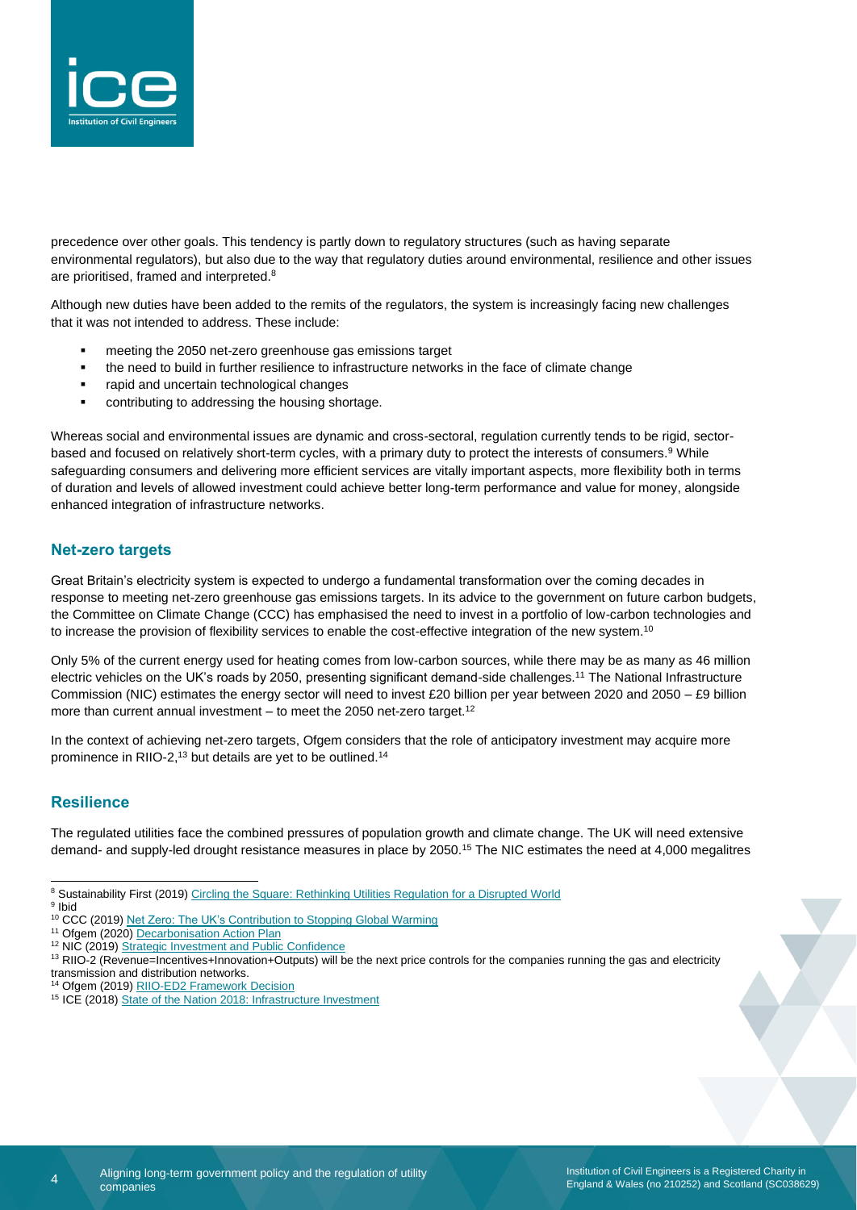precedence over other goals. This tendency is partly down to regulatory structures (such as having separate environmental regulators), but also due to the way that regulatory duties around environmental, resilience and other issues are prioritised, framed and interpreted.[8]

Although new duties have been added to the remits of the regulators, the system is increasingly facing new challenges that it was not intended to address. These include:

- meeting the 2050 net-zero greenhouse gas emissions target
- the need to build in further resilience to infrastructure networks in the face of climate change
- rapid and uncertain technological changes
- contributing to addressing the housing shortage.

Whereas social and environmental issues are dynamic and cross-sectoral, regulation currently tends to be rigid, sector-based and focused on relatively short-term cycles, with a primary duty to protect the interests of consumers.[9] While safeguarding consumers and delivering more efficient services are vitally important aspects, more flexibility both in terms of duration and levels of allowed investment could achieve better long-term performance and value for money, alongside enhanced integration of infrastructure networks.

## Net-zero targets

Great Britain's electricity system is expected to undergo a fundamental transformation over the coming decades in response to meeting net-zero greenhouse gas emissions targets. In its advice to the government on future carbon budgets, the Committee on Climate Change (CCC) has emphasised the need to invest in a portfolio of low-carbon technologies and to increase the provision of flexibility services to enable the cost-effective integration of the new system.[10]

Only 5% of the current energy used for heating comes from low-carbon sources, while there may be as many as 46 million electric vehicles on the UK's roads by 2050, presenting significant demand-side challenges.[11] The National Infrastructure Commission (NIC) estimates the energy sector will need to invest £20 billion per year between 2020 and 2050 – £9 billion more than current annual investment – to meet the 2050 net-zero target.[12]

In the context of achieving net-zero targets, Ofgem considers that the role of anticipatory investment may acquire more prominence in RIIO-2,[13] but details are yet to be outlined.[14]

## Resilience

The regulated utilities face the combined pressures of population growth and climate change. The UK will need extensive demand- and supply-led drought resistance measures in place by 2050.[15] The NIC estimates the need at 4,000 megalitres

---

[8] Sustainability First (2019) Circling the Square: Rethinking Utilities Regulation for a Disrupted World

[9] Ibid

[10] CCC (2019) Net Zero: The UK's Contribution to Stopping Global Warming

[11] Ofgem (2020) Decarbonisation Action Plan

[12] NIC (2019) Strategic Investment and Public Confidence

[13] RIIO-2 (Revenue=Incentives+Innovation+Outputs) will be the next price controls for the companies running the gas and electricity transmission and distribution networks.

[14] Ofgem (2019) RIIO-ED2 Framework Decision

[15] ICE (2018) State of the Nation 2018: Infrastructure Investment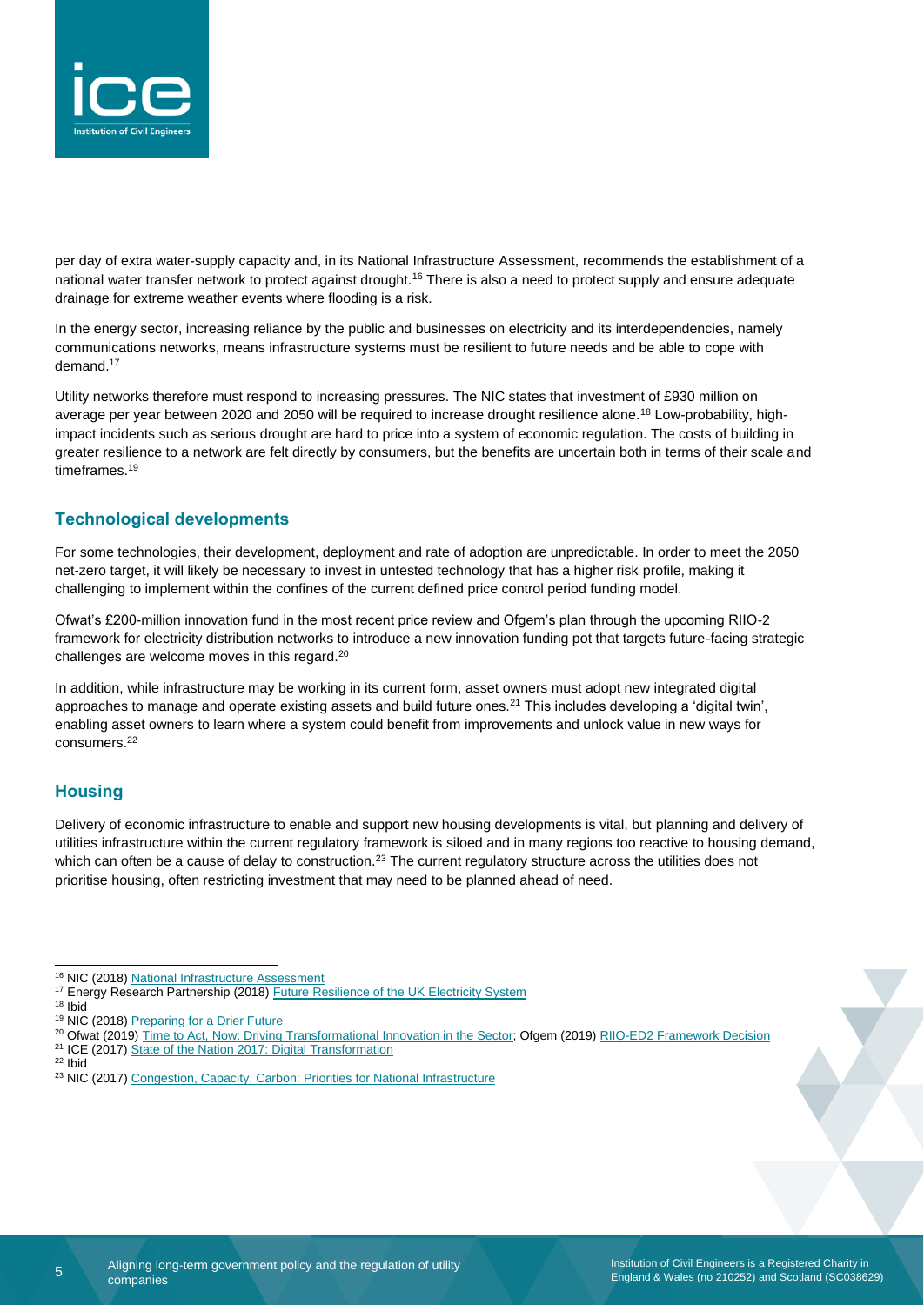per day of extra water-supply capacity and, in its National Infrastructure Assessment, recommends the establishment of a national water transfer network to protect against drought.[16] There is also a need to protect supply and ensure adequate drainage for extreme weather events where flooding is a risk.

In the energy sector, increasing reliance by the public and businesses on electricity and its interdependencies, namely communications networks, means infrastructure systems must be resilient to future needs and be able to cope with demand.[17]

Utility networks therefore must respond to increasing pressures. The NIC states that investment of £930 million on average per year between 2020 and 2050 will be required to increase drought resilience alone.[18] Low-probability, high-impact incidents such as serious drought are hard to price into a system of economic regulation. The costs of building in greater resilience to a network are felt directly by consumers, but the benefits are uncertain both in terms of their scale and timeframes.[19]

## Technological developments

For some technologies, their development, deployment and rate of adoption are unpredictable. In order to meet the 2050 net-zero target, it will likely be necessary to invest in untested technology that has a higher risk profile, making it challenging to implement within the confines of the current defined price control period funding model.

Ofwat's £200-million innovation fund in the most recent price review and Ofgem's plan through the upcoming RIIO-2 framework for electricity distribution networks to introduce a new innovation funding pot that targets future-facing strategic challenges are welcome moves in this regard.[20]

In addition, while infrastructure may be working in its current form, asset owners must adopt new integrated digital approaches to manage and operate existing assets and build future ones.[21] This includes developing a 'digital twin', enabling asset owners to learn where a system could benefit from improvements and unlock value in new ways for consumers.[22]

## Housing

Delivery of economic infrastructure to enable and support new housing developments is vital, but planning and delivery of utilities infrastructure within the current regulatory framework is siloed and in many regions too reactive to housing demand, which can often be a cause of delay to construction.[23] The current regulatory structure across the utilities does not prioritise housing, often restricting investment that may need to be planned ahead of need.

---

[16] NIC (2018) National Infrastructure Assessment
[17] Energy Research Partnership (2018) Future Resilience of the UK Electricity System
[18] Ibid
[19] NIC (2018) Preparing for a Drier Future
[20] Ofwat (2019) Time to Act, Now: Driving Transformational Innovation in the Sector; Ofgem (2019) RIIO-ED2 Framework Decision
[21] ICE (2017) State of the Nation 2017: Digital Transformation
[22] Ibid
[23] NIC (2017) Congestion, Capacity, Carbon: Priorities for National Infrastructure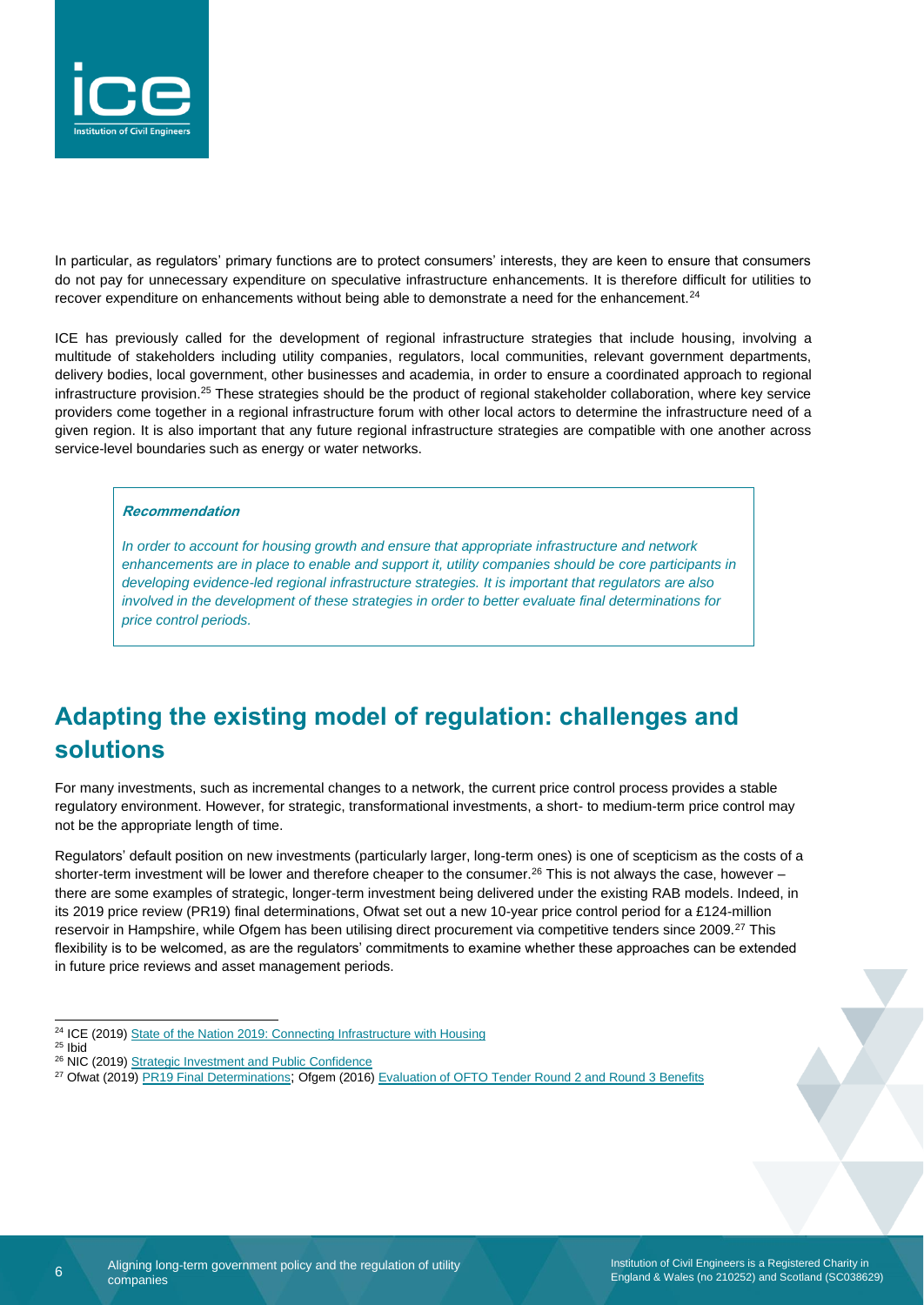In particular, as regulators' primary functions are to protect consumers' interests, they are keen to ensure that consumers do not pay for unnecessary expenditure on speculative infrastructure enhancements. It is therefore difficult for utilities to recover expenditure on enhancements without being able to demonstrate a need for the enhancement.[24]

ICE has previously called for the development of regional infrastructure strategies that include housing, involving a multitude of stakeholders including utility companies, regulators, local communities, relevant government departments, delivery bodies, local government, other businesses and academia, in order to ensure a coordinated approach to regional infrastructure provision.[25] These strategies should be the product of regional stakeholder collaboration, where key service providers come together in a regional infrastructure forum with other local actors to determine the infrastructure need of a given region. It is also important that any future regional infrastructure strategies are compatible with one another across service-level boundaries such as energy or water networks.

> ***Recommendation***
>
> *In order to account for housing growth and ensure that appropriate infrastructure and network enhancements are in place to enable and support it, utility companies should be core participants in developing evidence-led regional infrastructure strategies. It is important that regulators are also involved in the development of these strategies in order to better evaluate final determinations for price control periods.*

## Adapting the existing model of regulation: challenges and solutions

For many investments, such as incremental changes to a network, the current price control process provides a stable regulatory environment. However, for strategic, transformational investments, a short- to medium-term price control may not be the appropriate length of time.

Regulators' default position on new investments (particularly larger, long-term ones) is one of scepticism as the costs of a shorter-term investment will be lower and therefore cheaper to the consumer.[26] This is not always the case, however – there are some examples of strategic, longer-term investment being delivered under the existing RAB models. Indeed, in its 2019 price review (PR19) final determinations, Ofwat set out a new 10-year price control period for a £124-million reservoir in Hampshire, while Ofgem has been utilising direct procurement via competitive tenders since 2009.[27] This flexibility is to be welcomed, as are the regulators' commitments to examine whether these approaches can be extended in future price reviews and asset management periods.

---

[24] ICE (2019) State of the Nation 2019: Connecting Infrastructure with Housing

[25] Ibid

[26] NIC (2019) Strategic Investment and Public Confidence

[27] Ofwat (2019) PR19 Final Determinations; Ofgem (2016) Evaluation of OFTO Tender Round 2 and Round 3 Benefits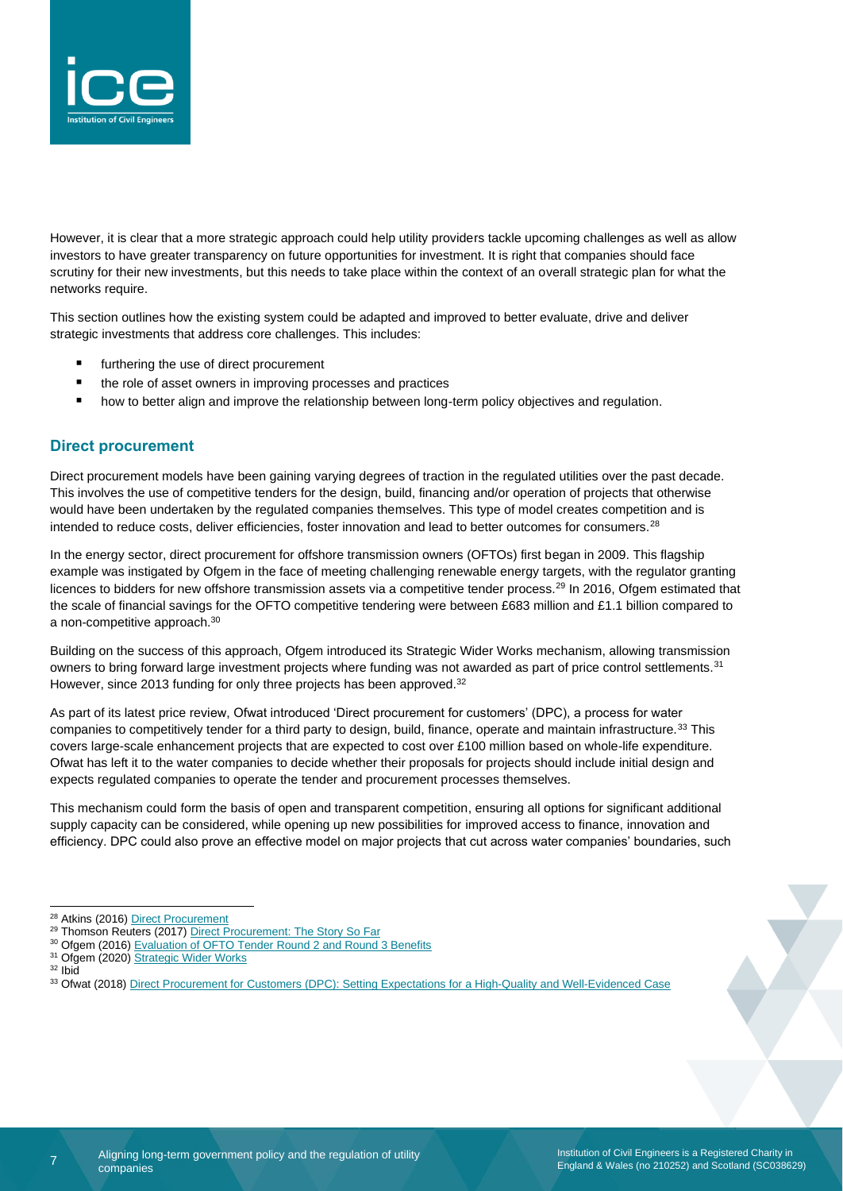However, it is clear that a more strategic approach could help utility providers tackle upcoming challenges as well as allow investors to have greater transparency on future opportunities for investment. It is right that companies should face scrutiny for their new investments, but this needs to take place within the context of an overall strategic plan for what the networks require.

This section outlines how the existing system could be adapted and improved to better evaluate, drive and deliver strategic investments that address core challenges. This includes:

- furthering the use of direct procurement
- the role of asset owners in improving processes and practices
- how to better align and improve the relationship between long-term policy objectives and regulation.

## Direct procurement

Direct procurement models have been gaining varying degrees of traction in the regulated utilities over the past decade. This involves the use of competitive tenders for the design, build, financing and/or operation of projects that otherwise would have been undertaken by the regulated companies themselves. This type of model creates competition and is intended to reduce costs, deliver efficiencies, foster innovation and lead to better outcomes for consumers.[28]

In the energy sector, direct procurement for offshore transmission owners (OFTOs) first began in 2009. This flagship example was instigated by Ofgem in the face of meeting challenging renewable energy targets, with the regulator granting licences to bidders for new offshore transmission assets via a competitive tender process.[29] In 2016, Ofgem estimated that the scale of financial savings for the OFTO competitive tendering were between £683 million and £1.1 billion compared to a non-competitive approach.[30]

Building on the success of this approach, Ofgem introduced its Strategic Wider Works mechanism, allowing transmission owners to bring forward large investment projects where funding was not awarded as part of price control settlements.[31] However, since 2013 funding for only three projects has been approved.[32]

As part of its latest price review, Ofwat introduced 'Direct procurement for customers' (DPC), a process for water companies to competitively tender for a third party to design, build, finance, operate and maintain infrastructure.[33] This covers large-scale enhancement projects that are expected to cost over £100 million based on whole-life expenditure. Ofwat has left it to the water companies to decide whether their proposals for projects should include initial design and expects regulated companies to operate the tender and procurement processes themselves.

This mechanism could form the basis of open and transparent competition, ensuring all options for significant additional supply capacity can be considered, while opening up new possibilities for improved access to finance, innovation and efficiency. DPC could also prove an effective model on major projects that cut across water companies' boundaries, such

---

[28] Atkins (2016) Direct Procurement

[29] Thomson Reuters (2017) Direct Procurement: The Story So Far

[30] Ofgem (2016) Evaluation of OFTO Tender Round 2 and Round 3 Benefits

[31] Ofgem (2020) Strategic Wider Works

[32] Ibid

[33] Ofwat (2018) Direct Procurement for Customers (DPC): Setting Expectations for a High-Quality and Well-Evidenced Case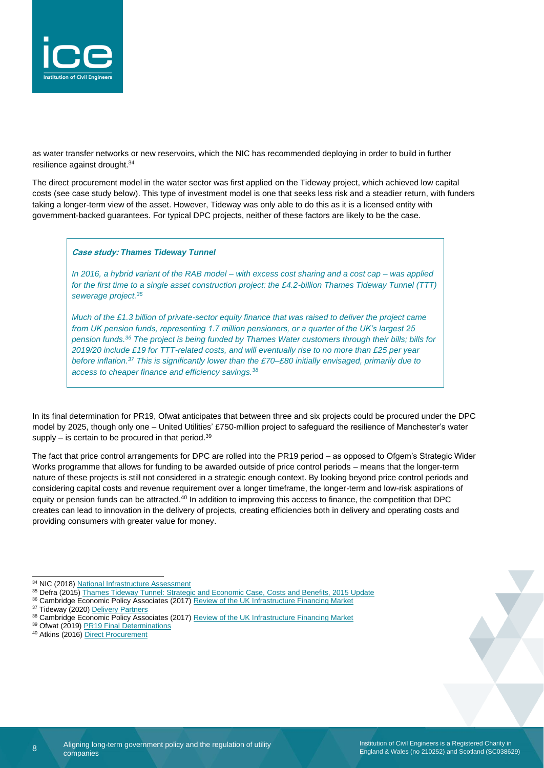as water transfer networks or new reservoirs, which the NIC has recommended deploying in order to build in further resilience against drought.[34]

The direct procurement model in the water sector was first applied on the Tideway project, which achieved low capital costs (see case study below). This type of investment model is one that seeks less risk and a steadier return, with funders taking a longer-term view of the asset. However, Tideway was only able to do this as it is a licensed entity with government-backed guarantees. For typical DPC projects, neither of these factors are likely to be the case.

> ***Case study: Thames Tideway Tunnel***
>
> *In 2016, a hybrid variant of the RAB model – with excess cost sharing and a cost cap – was applied for the first time to a single asset construction project: the £4.2-billion Thames Tideway Tunnel (TTT) sewerage project.[35]*
>
> *Much of the £1.3 billion of private-sector equity finance that was raised to deliver the project came from UK pension funds, representing 1.7 million pensioners, or a quarter of the UK's largest 25 pension funds.[36] The project is being funded by Thames Water customers through their bills; bills for 2019/20 include £19 for TTT-related costs, and will eventually rise to no more than £25 per year before inflation.[37] This is significantly lower than the £70–£80 initially envisaged, primarily due to access to cheaper finance and efficiency savings.[38]*

In its final determination for PR19, Ofwat anticipates that between three and six projects could be procured under the DPC model by 2025, though only one – United Utilities' £750-million project to safeguard the resilience of Manchester's water supply – is certain to be procured in that period.[39]

The fact that price control arrangements for DPC are rolled into the PR19 period – as opposed to Ofgem's Strategic Wider Works programme that allows for funding to be awarded outside of price control periods – means that the longer-term nature of these projects is still not considered in a strategic enough context. By looking beyond price control periods and considering capital costs and revenue requirement over a longer timeframe, the longer-term and low-risk aspirations of equity or pension funds can be attracted.[40] In addition to improving this access to finance, the competition that DPC creates can lead to innovation in the delivery of projects, creating efficiencies both in delivery and operating costs and providing consumers with greater value for money.

---

[34] NIC (2018) National Infrastructure Assessment
[35] Defra (2015) Thames Tideway Tunnel: Strategic and Economic Case, Costs and Benefits, 2015 Update
[36] Cambridge Economic Policy Associates (2017) Review of the UK Infrastructure Financing Market
[37] Tideway (2020) Delivery Partners
[38] Cambridge Economic Policy Associates (2017) Review of the UK Infrastructure Financing Market
[39] Ofwat (2019) PR19 Final Determinations
[40] Atkins (2016) Direct Procurement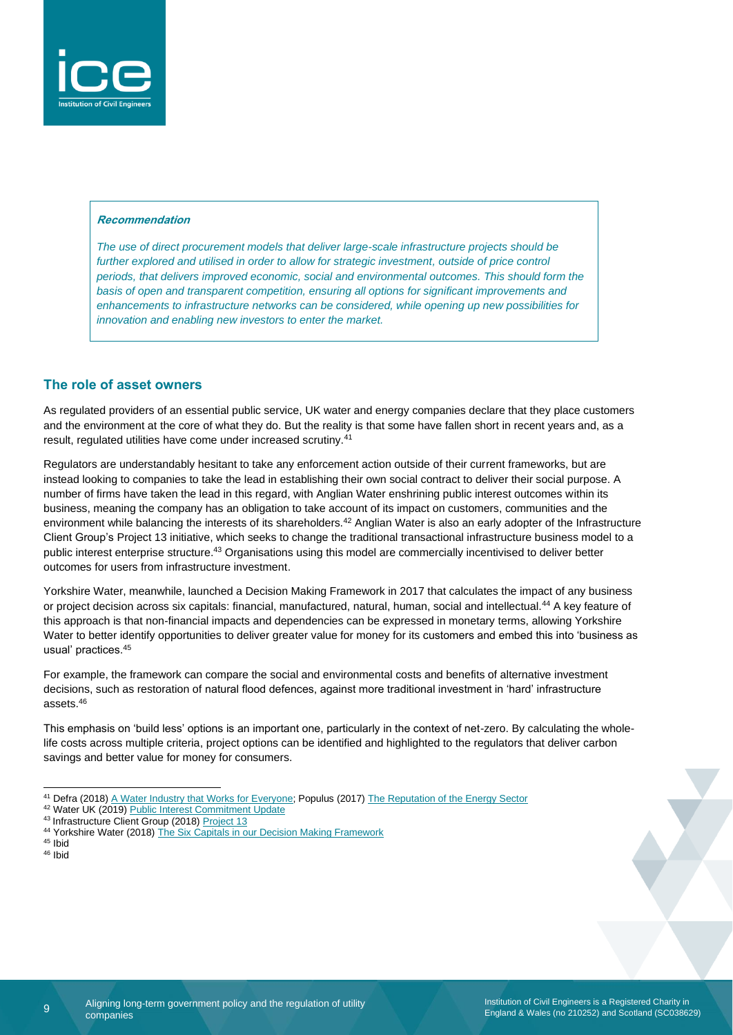***Recommendation***

*The use of direct procurement models that deliver large-scale infrastructure projects should be further explored and utilised in order to allow for strategic investment, outside of price control periods, that delivers improved economic, social and environmental outcomes. This should form the basis of open and transparent competition, ensuring all options for significant improvements and enhancements to infrastructure networks can be considered, while opening up new possibilities for innovation and enabling new investors to enter the market.*

## The role of asset owners

As regulated providers of an essential public service, UK water and energy companies declare that they place customers and the environment at the core of what they do. But the reality is that some have fallen short in recent years and, as a result, regulated utilities have come under increased scrutiny.[41]

Regulators are understandably hesitant to take any enforcement action outside of their current frameworks, but are instead looking to companies to take the lead in establishing their own social contract to deliver their social purpose. A number of firms have taken the lead in this regard, with Anglian Water enshrining public interest outcomes within its business, meaning the company has an obligation to take account of its impact on customers, communities and the environment while balancing the interests of its shareholders.[42] Anglian Water is also an early adopter of the Infrastructure Client Group's Project 13 initiative, which seeks to change the traditional transactional infrastructure business model to a public interest enterprise structure.[43] Organisations using this model are commercially incentivised to deliver better outcomes for users from infrastructure investment.

Yorkshire Water, meanwhile, launched a Decision Making Framework in 2017 that calculates the impact of any business or project decision across six capitals: financial, manufactured, natural, human, social and intellectual.[44] A key feature of this approach is that non-financial impacts and dependencies can be expressed in monetary terms, allowing Yorkshire Water to better identify opportunities to deliver greater value for money for its customers and embed this into 'business as usual' practices.[45]

For example, the framework can compare the social and environmental costs and benefits of alternative investment decisions, such as restoration of natural flood defences, against more traditional investment in 'hard' infrastructure assets.[46]

This emphasis on 'build less' options is an important one, particularly in the context of net-zero. By calculating the whole-life costs across multiple criteria, project options can be identified and highlighted to the regulators that deliver carbon savings and better value for money for consumers.

---

[41] Defra (2018) A Water Industry that Works for Everyone; Populus (2017) The Reputation of the Energy Sector
[42] Water UK (2019) Public Interest Commitment Update
[43] Infrastructure Client Group (2018) Project 13
[44] Yorkshire Water (2018) The Six Capitals in our Decision Making Framework
[45] Ibid
[46] Ibid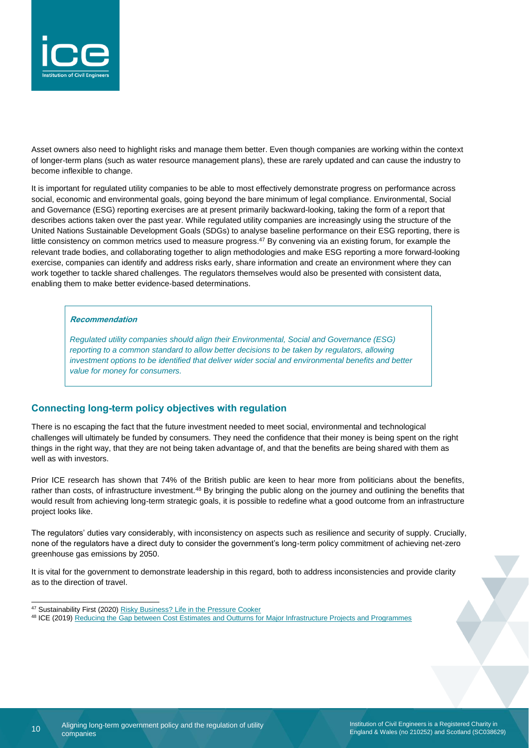Asset owners also need to highlight risks and manage them better. Even though companies are working within the context of longer-term plans (such as water resource management plans), these are rarely updated and can cause the industry to become inflexible to change.

It is important for regulated utility companies to be able to most effectively demonstrate progress on performance across social, economic and environmental goals, going beyond the bare minimum of legal compliance. Environmental, Social and Governance (ESG) reporting exercises are at present primarily backward-looking, taking the form of a report that describes actions taken over the past year. While regulated utility companies are increasingly using the structure of the United Nations Sustainable Development Goals (SDGs) to analyse baseline performance on their ESG reporting, there is little consistency on common metrics used to measure progress.[47] By convening via an existing forum, for example the relevant trade bodies, and collaborating together to align methodologies and make ESG reporting a more forward-looking exercise, companies can identify and address risks early, share information and create an environment where they can work together to tackle shared challenges. The regulators themselves would also be presented with consistent data, enabling them to make better evidence-based determinations.

> ***Recommendation***
>
> *Regulated utility companies should align their Environmental, Social and Governance (ESG) reporting to a common standard to allow better decisions to be taken by regulators, allowing investment options to be identified that deliver wider social and environmental benefits and better value for money for consumers.*

## Connecting long-term policy objectives with regulation

There is no escaping the fact that the future investment needed to meet social, environmental and technological challenges will ultimately be funded by consumers. They need the confidence that their money is being spent on the right things in the right way, that they are not being taken advantage of, and that the benefits are being shared with them as well as with investors.

Prior ICE research has shown that 74% of the British public are keen to hear more from politicians about the benefits, rather than costs, of infrastructure investment.[48] By bringing the public along on the journey and outlining the benefits that would result from achieving long-term strategic goals, it is possible to redefine what a good outcome from an infrastructure project looks like.

The regulators' duties vary considerably, with inconsistency on aspects such as resilience and security of supply. Crucially, none of the regulators have a direct duty to consider the government's long-term policy commitment of achieving net-zero greenhouse gas emissions by 2050.

It is vital for the government to demonstrate leadership in this regard, both to address inconsistencies and provide clarity as to the direction of travel.

---

[47] Sustainability First (2020) Risky Business? Life in the Pressure Cooker

[48] ICE (2019) Reducing the Gap between Cost Estimates and Outturns for Major Infrastructure Projects and Programmes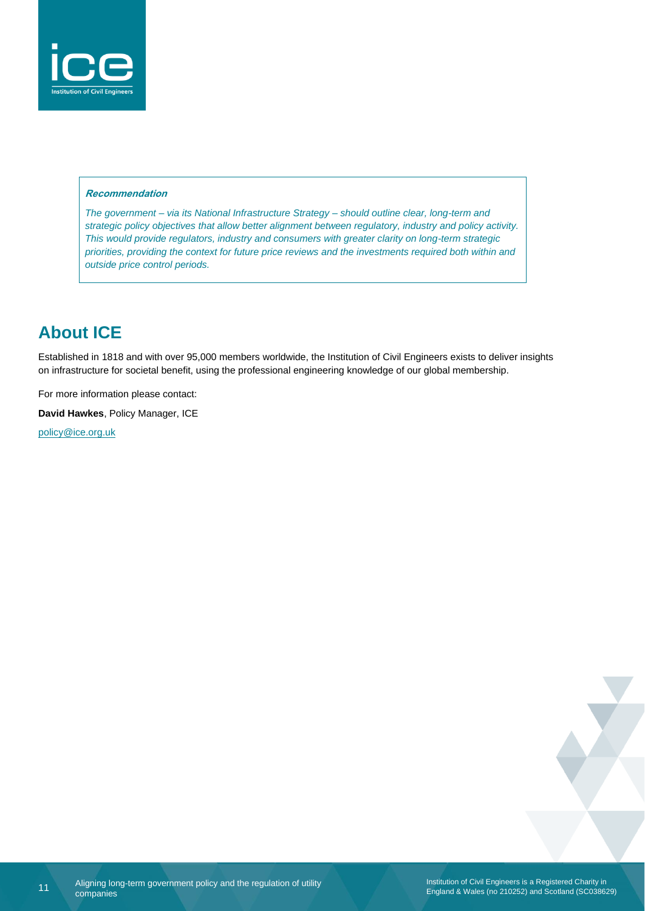**_Recommendation_**

*The government – via its National Infrastructure Strategy – should outline clear, long-term and strategic policy objectives that allow better alignment between regulatory, industry and policy activity. This would provide regulators, industry and consumers with greater clarity on long-term strategic priorities, providing the context for future price reviews and the investments required both within and outside price control periods.*

## About ICE

Established in 1818 and with over 95,000 members worldwide, the Institution of Civil Engineers exists to deliver insights on infrastructure for societal benefit, using the professional engineering knowledge of our global membership.

For more information please contact:

**David Hawkes**, Policy Manager, ICE

policy@ice.org.uk